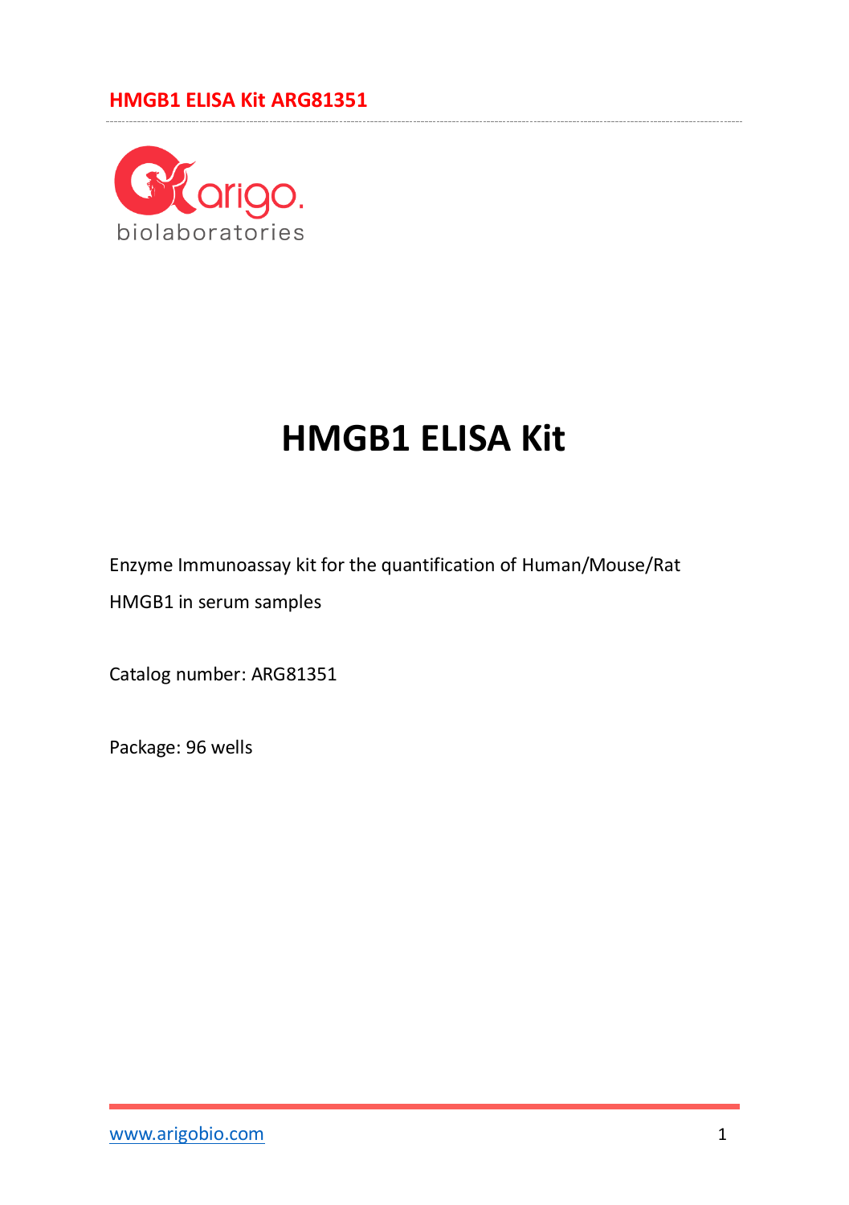# HMGB1 ELISA Kit

Enzyme Immunoassay kit for the quantification of Human/Mouse/Rat HMGB1 in serum samples

Catalog number: ARG81351

Package: 96 wells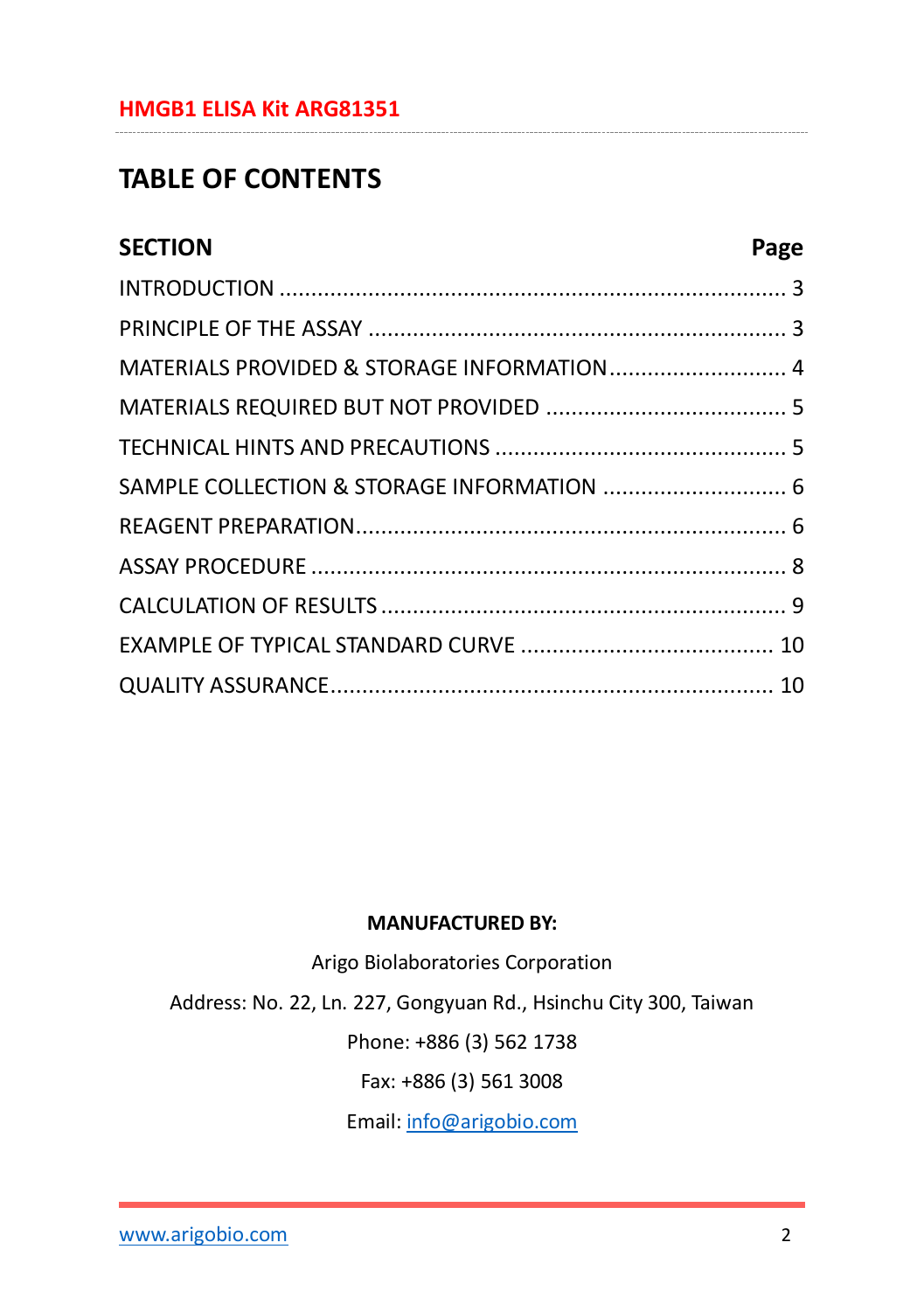# TABLE OF CONTENTS

| SECTION | Page |
|---|---|
| INTRODUCTION | 3 |
| PRINCIPLE OF THE ASSAY | 3 |
| MATERIALS PROVIDED & STORAGE INFORMATION | 4 |
| MATERIALS REQUIRED BUT NOT PROVIDED | 5 |
| TECHNICAL HINTS AND PRECAUTIONS | 5 |
| SAMPLE COLLECTION & STORAGE INFORMATION | 6 |
| REAGENT PREPARATION | 6 |
| ASSAY PROCEDURE | 8 |
| CALCULATION OF RESULTS | 9 |
| EXAMPLE OF TYPICAL STANDARD CURVE | 10 |
| QUALITY ASSURANCE | 10 |

**MANUFACTURED BY:**

Arigo Biolaboratories Corporation

Address: No. 22, Ln. 227, Gongyuan Rd., Hsinchu City 300, Taiwan

Phone: +886 (3) 562 1738

Fax: +886 (3) 561 3008

Email: info@arigobio.com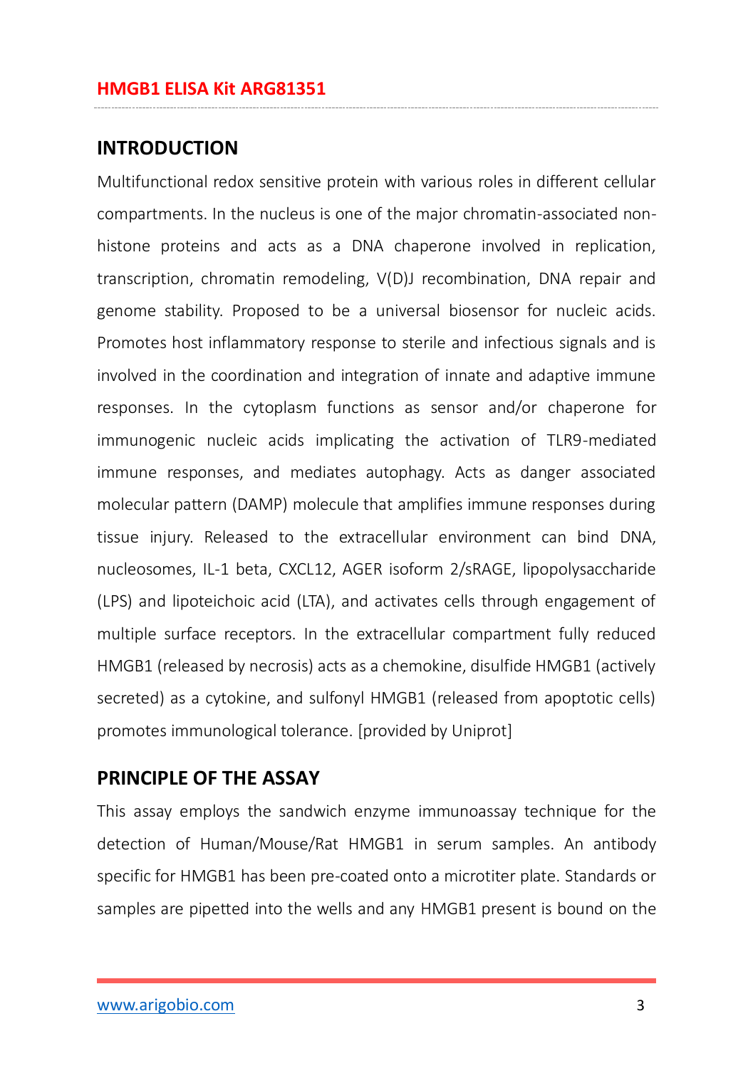## INTRODUCTION

Multifunctional redox sensitive protein with various roles in different cellular compartments. In the nucleus is one of the major chromatin-associated non-histone proteins and acts as a DNA chaperone involved in replication, transcription, chromatin remodeling, V(D)J recombination, DNA repair and genome stability. Proposed to be a universal biosensor for nucleic acids. Promotes host inflammatory response to sterile and infectious signals and is involved in the coordination and integration of innate and adaptive immune responses. In the cytoplasm functions as sensor and/or chaperone for immunogenic nucleic acids implicating the activation of TLR9-mediated immune responses, and mediates autophagy. Acts as danger associated molecular pattern (DAMP) molecule that amplifies immune responses during tissue injury. Released to the extracellular environment can bind DNA, nucleosomes, IL-1 beta, CXCL12, AGER isoform 2/sRAGE, lipopolysaccharide (LPS) and lipoteichoic acid (LTA), and activates cells through engagement of multiple surface receptors. In the extracellular compartment fully reduced HMGB1 (released by necrosis) acts as a chemokine, disulfide HMGB1 (actively secreted) as a cytokine, and sulfonyl HMGB1 (released from apoptotic cells) promotes immunological tolerance. [provided by Uniprot]

## PRINCIPLE OF THE ASSAY

This assay employs the sandwich enzyme immunoassay technique for the detection of Human/Mouse/Rat HMGB1 in serum samples. An antibody specific for HMGB1 has been pre-coated onto a microtiter plate. Standards or samples are pipetted into the wells and any HMGB1 present is bound on the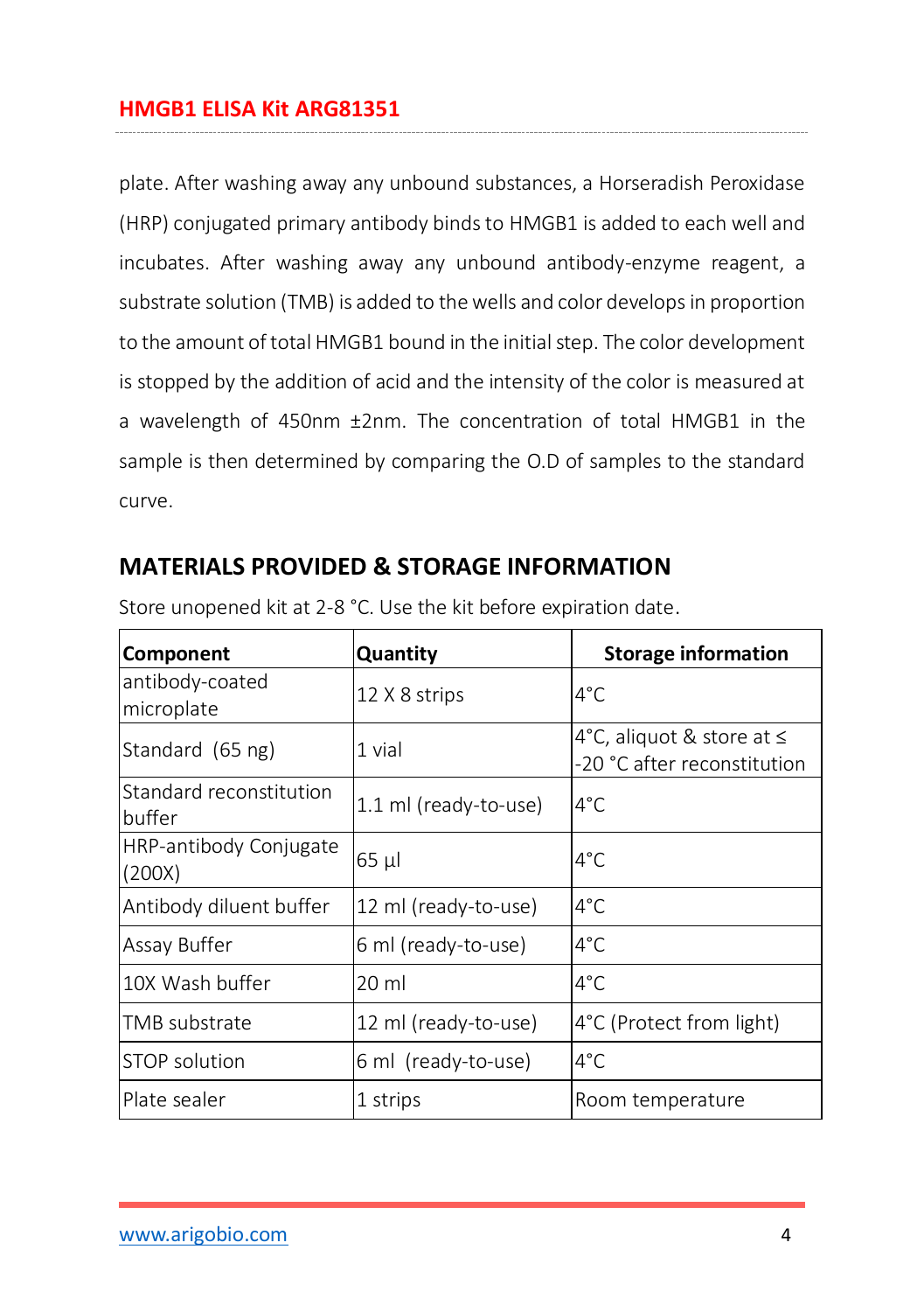plate. After washing away any unbound substances, a Horseradish Peroxidase (HRP) conjugated primary antibody binds to HMGB1 is added to each well and incubates. After washing away any unbound antibody-enzyme reagent, a substrate solution (TMB) is added to the wells and color develops in proportion to the amount of total HMGB1 bound in the initial step. The color development is stopped by the addition of acid and the intensity of the color is measured at a wavelength of 450nm ±2nm. The concentration of total HMGB1 in the sample is then determined by comparing the O.D of samples to the standard curve.

## MATERIALS PROVIDED & STORAGE INFORMATION

Store unopened kit at 2-8 °C. Use the kit before expiration date.

| Component | Quantity | Storage information |
|---|---|---|
| antibody-coated microplate | 12 X 8 strips | 4°C |
| Standard (65 ng) | 1 vial | 4°C, aliquot & store at ≤ -20 °C after reconstitution |
| Standard reconstitution buffer | 1.1 ml (ready-to-use) | 4°C |
| HRP-antibody Conjugate (200X) | 65 µl | 4°C |
| Antibody diluent buffer | 12 ml (ready-to-use) | 4°C |
| Assay Buffer | 6 ml (ready-to-use) | 4°C |
| 10X Wash buffer | 20 ml | 4°C |
| TMB substrate | 12 ml (ready-to-use) | 4°C (Protect from light) |
| STOP solution | 6 ml (ready-to-use) | 4°C |
| Plate sealer | 1 strips | Room temperature |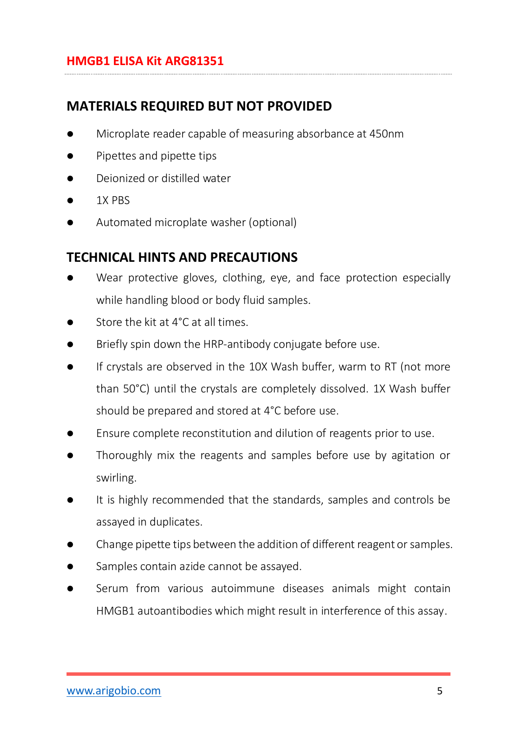## MATERIALS REQUIRED BUT NOT PROVIDED

- Microplate reader capable of measuring absorbance at 450nm
- Pipettes and pipette tips
- Deionized or distilled water
- 1X PBS
- Automated microplate washer (optional)

## TECHNICAL HINTS AND PRECAUTIONS

- Wear protective gloves, clothing, eye, and face protection especially while handling blood or body fluid samples.
- Store the kit at 4°C at all times.
- Briefly spin down the HRP-antibody conjugate before use.
- If crystals are observed in the 10X Wash buffer, warm to RT (not more than 50°C) until the crystals are completely dissolved. 1X Wash buffer should be prepared and stored at 4°C before use.
- Ensure complete reconstitution and dilution of reagents prior to use.
- Thoroughly mix the reagents and samples before use by agitation or swirling.
- It is highly recommended that the standards, samples and controls be assayed in duplicates.
- Change pipette tips between the addition of different reagent or samples.
- Samples contain azide cannot be assayed.
- Serum from various autoimmune diseases animals might contain HMGB1 autoantibodies which might result in interference of this assay.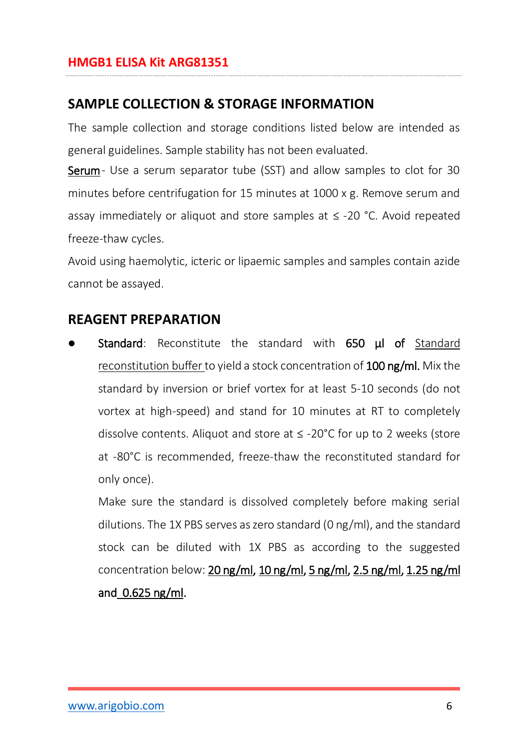## SAMPLE COLLECTION & STORAGE INFORMATION

The sample collection and storage conditions listed below are intended as general guidelines. Sample stability has not been evaluated.

**Serum** - Use a serum separator tube (SST) and allow samples to clot for 30 minutes before centrifugation for 15 minutes at 1000 x g. Remove serum and assay immediately or aliquot and store samples at ≤ -20 °C. Avoid repeated freeze-thaw cycles.

Avoid using haemolytic, icteric or lipaemic samples and samples contain azide cannot be assayed.

## REAGENT PREPARATION

- **Standard**: Reconstitute the standard with **650 µl of** Standard reconstitution buffer to yield a stock concentration of **100 ng/ml.** Mix the standard by inversion or brief vortex for at least 5-10 seconds (do not vortex at high-speed) and stand for 10 minutes at RT to completely dissolve contents. Aliquot and store at ≤ -20°C for up to 2 weeks (store at -80°C is recommended, freeze-thaw the reconstituted standard for only once).

  Make sure the standard is dissolved completely before making serial dilutions. The 1X PBS serves as zero standard (0 ng/ml), and the standard stock can be diluted with 1X PBS as according to the suggested concentration below: **20 ng/ml**, **10 ng/ml**, **5 ng/ml**, **2.5 ng/ml**, **1.25 ng/ml** and **0.625 ng/ml**.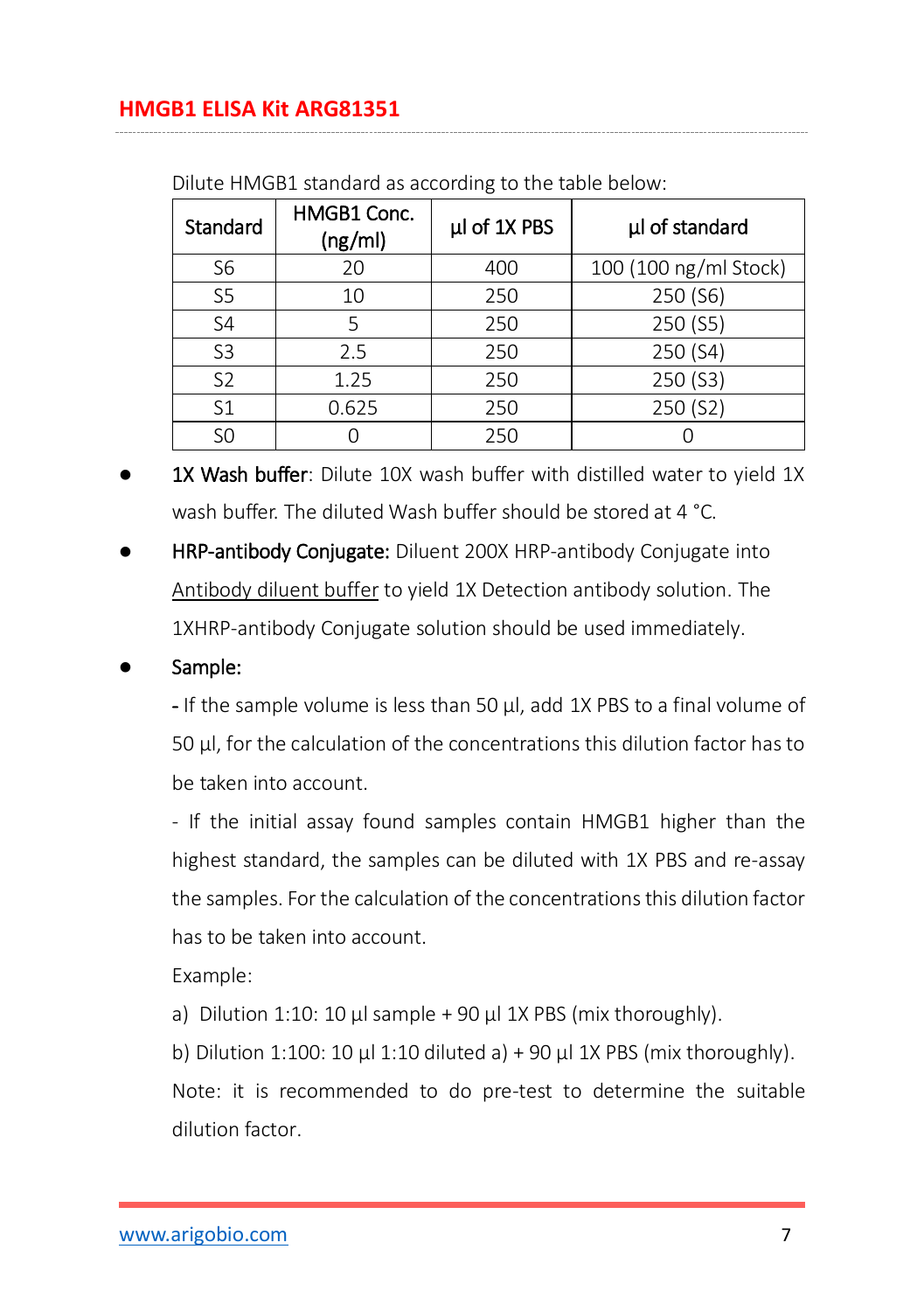Dilute HMGB1 standard as according to the table below:

| Standard | HMGB1 Conc. (ng/ml) | µl of 1X PBS | µl of standard |
|---|---|---|---|
| S6 | 20 | 400 | 100 (100 ng/ml Stock) |
| S5 | 10 | 250 | 250 (S6) |
| S4 | 5 | 250 | 250 (S5) |
| S3 | 2.5 | 250 | 250 (S4) |
| S2 | 1.25 | 250 | 250 (S3) |
| S1 | 0.625 | 250 | 250 (S2) |
| S0 | 0 | 250 | 0 |

- 1X Wash buffer: Dilute 10X wash buffer with distilled water to yield 1X wash buffer. The diluted Wash buffer should be stored at 4 °C.
- HRP-antibody Conjugate: Diluent 200X HRP-antibody Conjugate into Antibody diluent buffer to yield 1X Detection antibody solution. The 1XHRP-antibody Conjugate solution should be used immediately.
- Sample:

  - If the sample volume is less than 50 µl, add 1X PBS to a final volume of 50 µl, for the calculation of the concentrations this dilution factor has to be taken into account.

  - If the initial assay found samples contain HMGB1 higher than the highest standard, the samples can be diluted with 1X PBS and re-assay the samples. For the calculation of the concentrations this dilution factor has to be taken into account.

  Example:

  a) Dilution 1:10: 10 µl sample + 90 µl 1X PBS (mix thoroughly).

  b) Dilution 1:100: 10 µl 1:10 diluted a) + 90 µl 1X PBS (mix thoroughly).

  Note: it is recommended to do pre-test to determine the suitable dilution factor.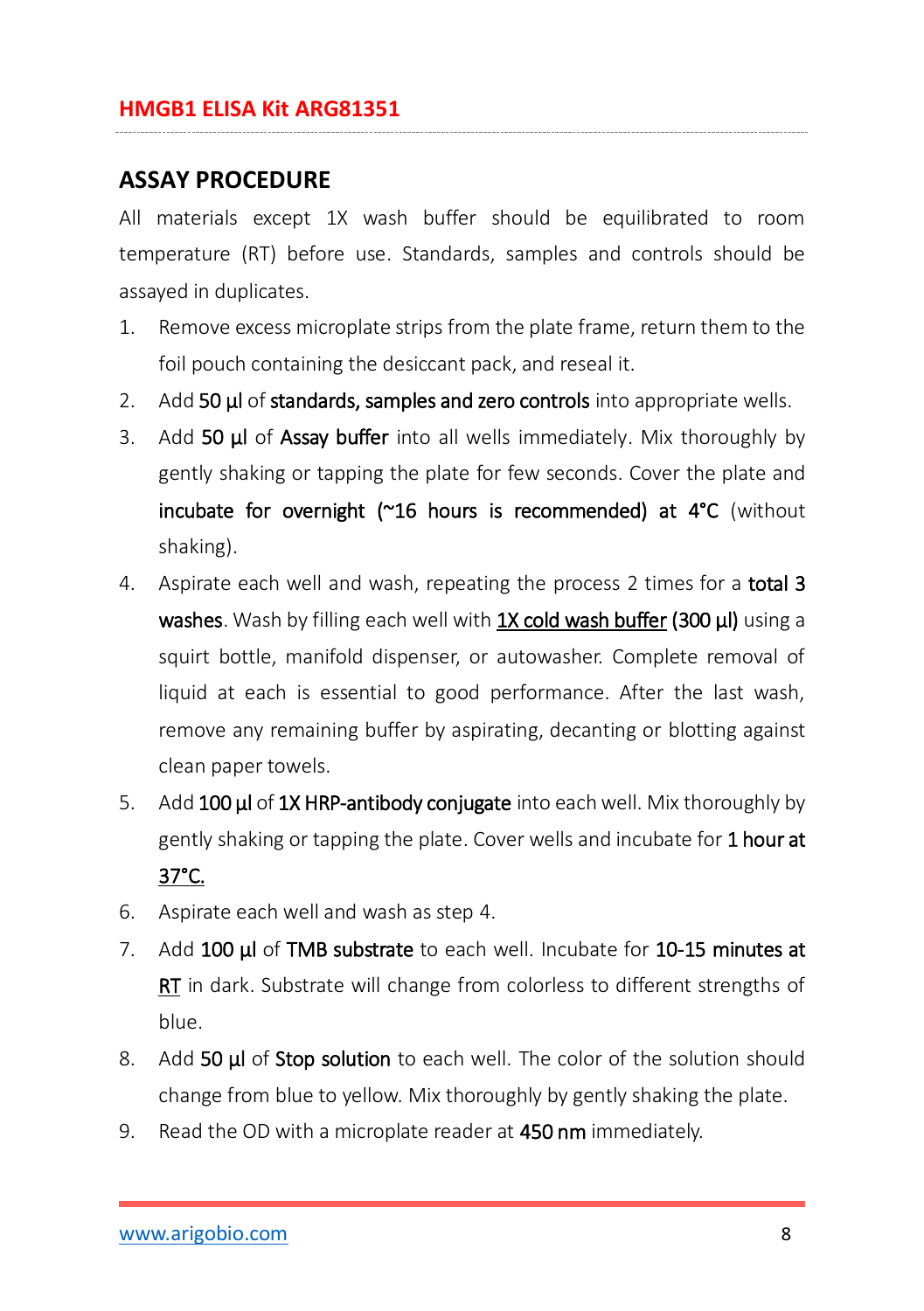## ASSAY PROCEDURE

All materials except 1X wash buffer should be equilibrated to room temperature (RT) before use. Standards, samples and controls should be assayed in duplicates.

1. Remove excess microplate strips from the plate frame, return them to the foil pouch containing the desiccant pack, and reseal it.
2. Add 50 µl of standards, samples and zero controls into appropriate wells.
3. Add 50 µl of Assay buffer into all wells immediately. Mix thoroughly by gently shaking or tapping the plate for few seconds. Cover the plate and incubate for overnight (~16 hours is recommended) at 4°C (without shaking).
4. Aspirate each well and wash, repeating the process 2 times for a total 3 washes. Wash by filling each well with 1X cold wash buffer (300 µl) using a squirt bottle, manifold dispenser, or autowasher. Complete removal of liquid at each is essential to good performance. After the last wash, remove any remaining buffer by aspirating, decanting or blotting against clean paper towels.
5. Add 100 µl of 1X HRP-antibody conjugate into each well. Mix thoroughly by gently shaking or tapping the plate. Cover wells and incubate for 1 hour at 37°C.
6. Aspirate each well and wash as step 4.
7. Add 100 µl of TMB substrate to each well. Incubate for 10-15 minutes at RT in dark. Substrate will change from colorless to different strengths of blue.
8. Add 50 µl of Stop solution to each well. The color of the solution should change from blue to yellow. Mix thoroughly by gently shaking the plate.
9. Read the OD with a microplate reader at 450 nm immediately.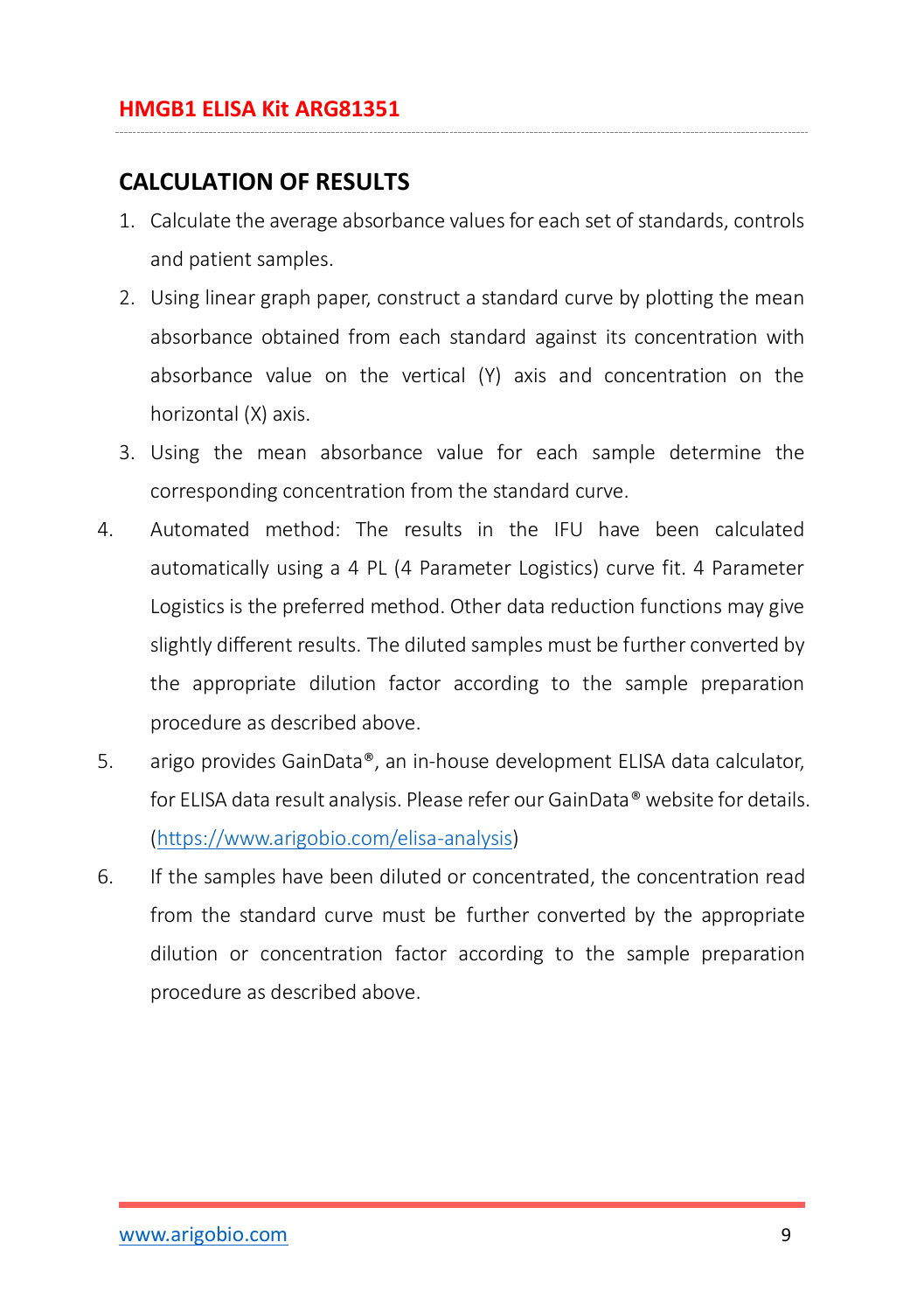## CALCULATION OF RESULTS

1. Calculate the average absorbance values for each set of standards, controls and patient samples.
2. Using linear graph paper, construct a standard curve by plotting the mean absorbance obtained from each standard against its concentration with absorbance value on the vertical (Y) axis and concentration on the horizontal (X) axis.
3. Using the mean absorbance value for each sample determine the corresponding concentration from the standard curve.
4. Automated method: The results in the IFU have been calculated automatically using a 4 PL (4 Parameter Logistics) curve fit. 4 Parameter Logistics is the preferred method. Other data reduction functions may give slightly different results. The diluted samples must be further converted by the appropriate dilution factor according to the sample preparation procedure as described above.
5. arigo provides GainData®, an in-house development ELISA data calculator, for ELISA data result analysis. Please refer our GainData® website for details. (https://www.arigobio.com/elisa-analysis)
6. If the samples have been diluted or concentrated, the concentration read from the standard curve must be further converted by the appropriate dilution or concentration factor according to the sample preparation procedure as described above.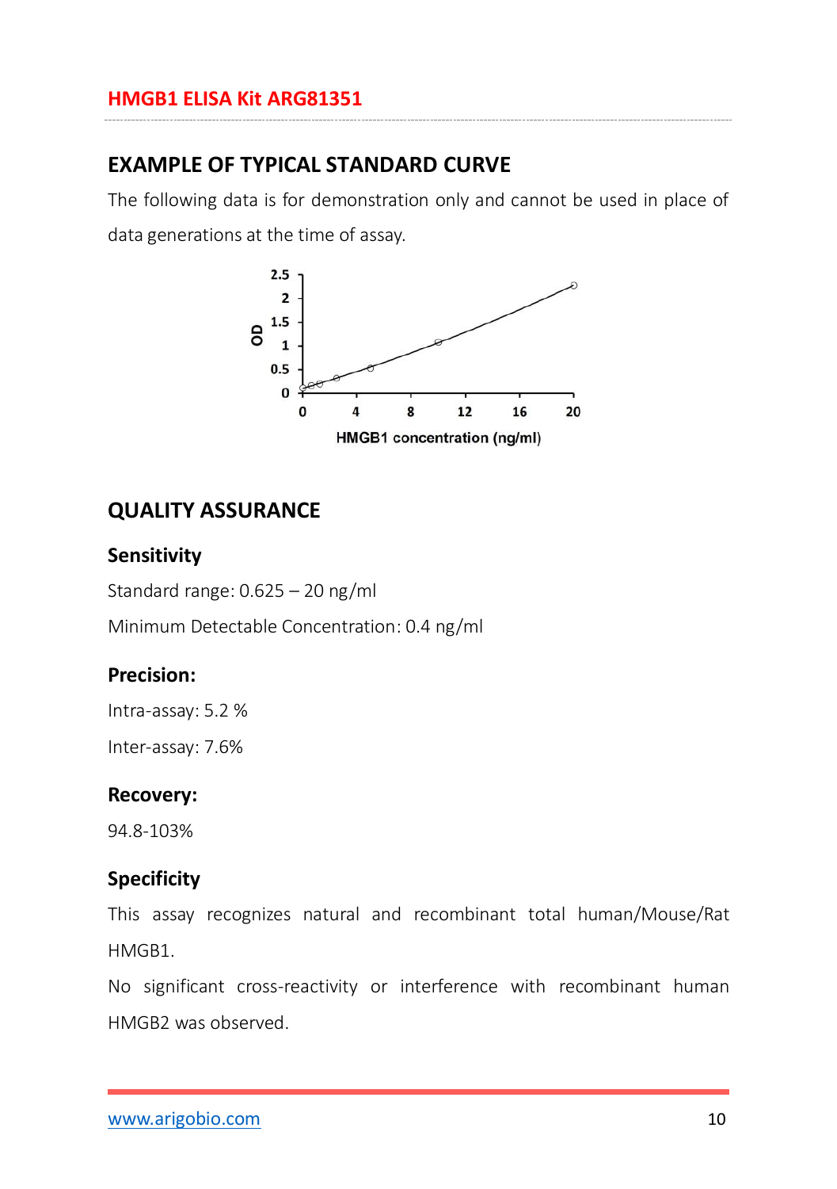## EXAMPLE OF TYPICAL STANDARD CURVE

The following data is for demonstration only and cannot be used in place of data generations at the time of assay.

OD

2.5
2
1.5
1
0.5
0

0 4 8 12 16 20

HMGB1 concentration (ng/ml)

## QUALITY ASSURANCE

### Sensitivity

Standard range: 0.625 – 20 ng/ml

Minimum Detectable Concentration: 0.4 ng/ml

### Precision:

Intra-assay: 5.2 %

Inter-assay: 7.6%

### Recovery:

94.8-103%

### Specificity

This assay recognizes natural and recombinant total human/Mouse/Rat HMGB1.

No significant cross-reactivity or interference with recombinant human HMGB2 was observed.